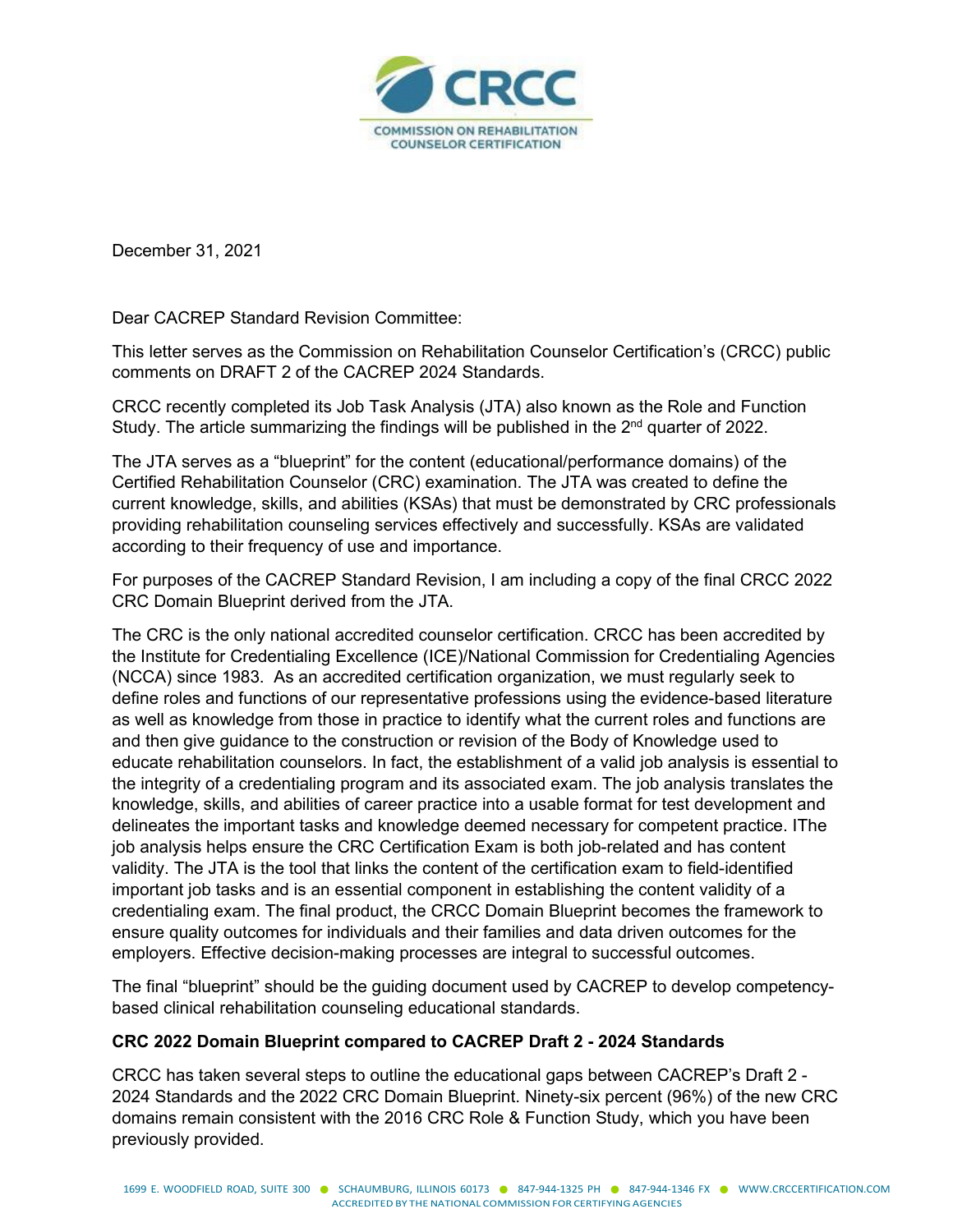CRCC

COMMISSION ON REHABILITATION COUNSELOR CERTIFICATION

December 31, 2021

Dear CACREP Standard Revision Committee:

This letter serves as the Commission on Rehabilitation Counselor Certification's (CRCC) public comments on DRAFT 2 of the CACREP 2024 Standards.

CRCC recently completed its Job Task Analysis (JTA) also known as the Role and Function Study. The article summarizing the findings will be published in the 2[nd] quarter of 2022.

The JTA serves as a "blueprint" for the content (educational/performance domains) of the Certified Rehabilitation Counselor (CRC) examination. The JTA was created to define the current knowledge, skills, and abilities (KSAs) that must be demonstrated by CRC professionals providing rehabilitation counseling services effectively and successfully. KSAs are validated according to their frequency of use and importance.

For purposes of the CACREP Standard Revision, I am including a copy of the final CRCC 2022 CRC Domain Blueprint derived from the JTA.

The CRC is the only national accredited counselor certification. CRCC has been accredited by the Institute for Credentialing Excellence (ICE)/National Commission for Credentialing Agencies (NCCA) since 1983. As an accredited certification organization, we must regularly seek to define roles and functions of our representative professions using the evidence-based literature as well as knowledge from those in practice to identify what the current roles and functions are and then give guidance to the construction or revision of the Body of Knowledge used to educate rehabilitation counselors. In fact, the establishment of a valid job analysis is essential to the integrity of a credentialing program and its associated exam. The job analysis translates the knowledge, skills, and abilities of career practice into a usable format for test development and delineates the important tasks and knowledge deemed necessary for competent practice. IThe job analysis helps ensure the CRC Certification Exam is both job-related and has content validity. The JTA is the tool that links the content of the certification exam to field-identified important job tasks and is an essential component in establishing the content validity of a credentialing exam. The final product, the CRCC Domain Blueprint becomes the framework to ensure quality outcomes for individuals and their families and data driven outcomes for the employers. Effective decision-making processes are integral to successful outcomes.

The final "blueprint" should be the guiding document used by CACREP to develop competency-based clinical rehabilitation counseling educational standards.

**CRC 2022 Domain Blueprint compared to CACREP Draft 2 - 2024 Standards**

CRCC has taken several steps to outline the educational gaps between CACREP's Draft 2 - 2024 Standards and the 2022 CRC Domain Blueprint. Ninety-six percent (96%) of the new CRC domains remain consistent with the 2016 CRC Role & Function Study, which you have been previously provided.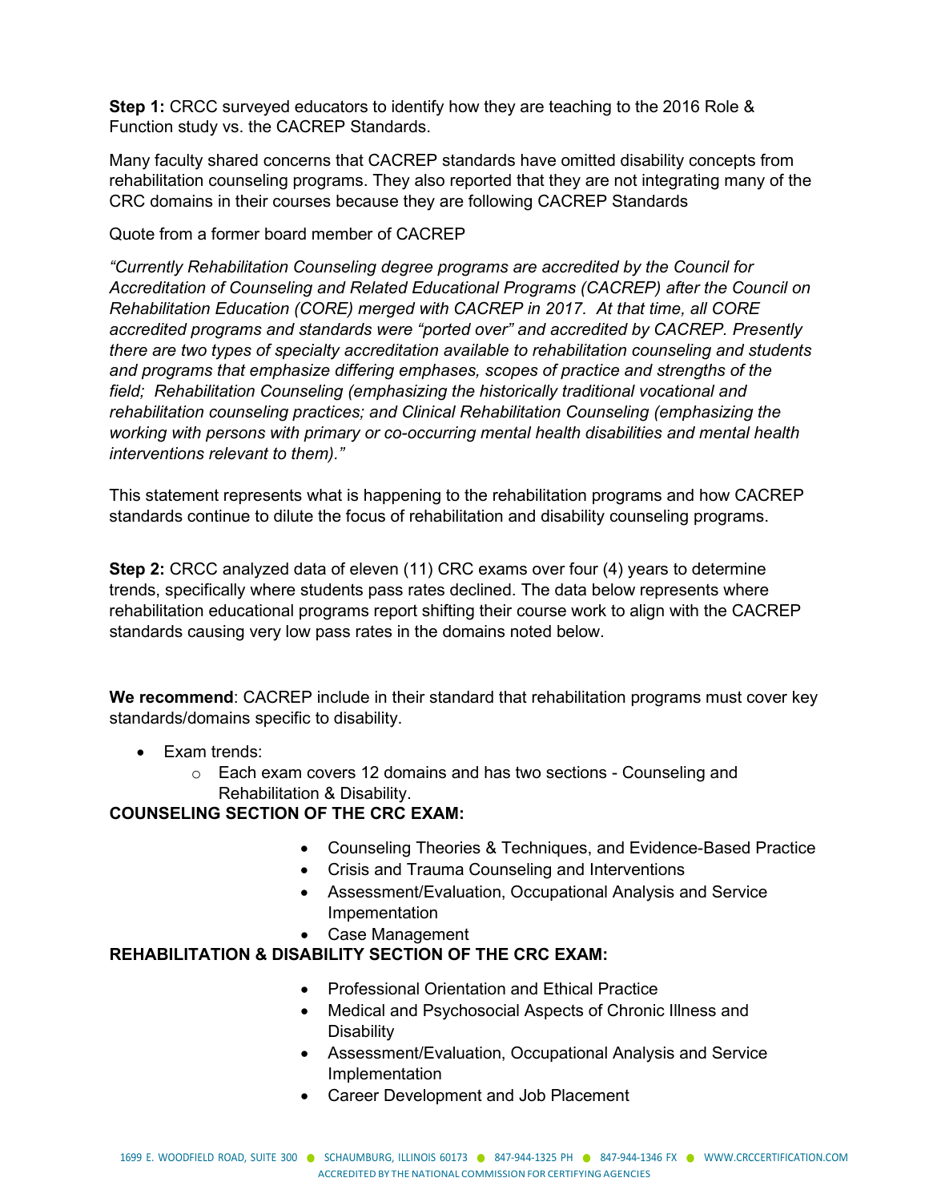**Step 1:** CRCC surveyed educators to identify how they are teaching to the 2016 Role & Function study vs. the CACREP Standards.

Many faculty shared concerns that CACREP standards have omitted disability concepts from rehabilitation counseling programs. They also reported that they are not integrating many of the CRC domains in their courses because they are following CACREP Standards

Quote from a former board member of CACREP

*"Currently Rehabilitation Counseling degree programs are accredited by the Council for Accreditation of Counseling and Related Educational Programs (CACREP) after the Council on Rehabilitation Education (CORE) merged with CACREP in 2017. At that time, all CORE accredited programs and standards were "ported over" and accredited by CACREP. Presently there are two types of specialty accreditation available to rehabilitation counseling and students and programs that emphasize differing emphases, scopes of practice and strengths of the field; Rehabilitation Counseling (emphasizing the historically traditional vocational and rehabilitation counseling practices; and Clinical Rehabilitation Counseling (emphasizing the working with persons with primary or co-occurring mental health disabilities and mental health interventions relevant to them)."*

This statement represents what is happening to the rehabilitation programs and how CACREP standards continue to dilute the focus of rehabilitation and disability counseling programs.

**Step 2:** CRCC analyzed data of eleven (11) CRC exams over four (4) years to determine trends, specifically where students pass rates declined. The data below represents where rehabilitation educational programs report shifting their course work to align with the CACREP standards causing very low pass rates in the domains noted below.

**We recommend**: CACREP include in their standard that rehabilitation programs must cover key standards/domains specific to disability.

- Exam trends:
  - Each exam covers 12 domains and has two sections - Counseling and Rehabilitation & Disability.

**COUNSELING SECTION OF THE CRC EXAM:**

- Counseling Theories & Techniques, and Evidence-Based Practice
- Crisis and Trauma Counseling and Interventions
- Assessment/Evaluation, Occupational Analysis and Service Impementation
- Case Management

**REHABILITATION & DISABILITY SECTION OF THE CRC EXAM:**

- Professional Orientation and Ethical Practice
- Medical and Psychosocial Aspects of Chronic Illness and Disability
- Assessment/Evaluation, Occupational Analysis and Service Implementation
- Career Development and Job Placement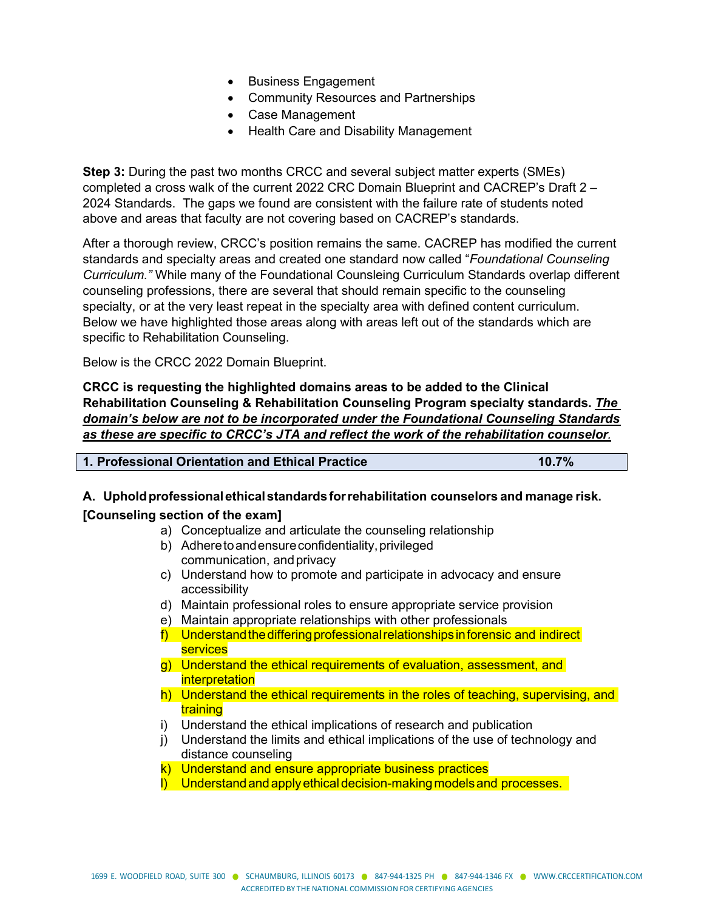- Business Engagement
- Community Resources and Partnerships
- Case Management
- Health Care and Disability Management

**Step 3:** During the past two months CRCC and several subject matter experts (SMEs) completed a cross walk of the current 2022 CRC Domain Blueprint and CACREP's Draft 2 – 2024 Standards. The gaps we found are consistent with the failure rate of students noted above and areas that faculty are not covering based on CACREP's standards.

After a thorough review, CRCC's position remains the same. CACREP has modified the current standards and specialty areas and created one standard now called "*Foundational Counseling Curriculum.*" While many of the Foundational Counsleing Curriculum Standards overlap different counseling professions, there are several that should remain specific to the counseling specialty, or at the very least repeat in the specialty area with defined content curriculum. Below we have highlighted those areas along with areas left out of the standards which are specific to Rehabilitation Counseling.

Below is the CRCC 2022 Domain Blueprint.

**CRCC is requesting the highlighted domains areas to be added to the Clinical Rehabilitation Counseling & Rehabilitation Counseling Program specialty standards. *The domain's below are not to be incorporated under the Foundational Counseling Standards as these are specific to CRCC's JTA and reflect the work of the rehabilitation counselor.***

| **1. Professional Orientation and Ethical Practice** | **10.7%** |
|---|---|

**A. Uphold professional ethical standards for rehabilitation counselors and manage risk. [Counseling section of the exam]**

a) Conceptualize and articulate the counseling relationship
b) Adhere to and ensure confidentiality, privileged communication, and privacy
c) Understand how to promote and participate in advocacy and ensure accessibility
d) Maintain professional roles to ensure appropriate service provision
e) Maintain appropriate relationships with other professionals
f) Understand the differing professional relationships in forensic and indirect services
g) Understand the ethical requirements of evaluation, assessment, and interpretation
h) Understand the ethical requirements in the roles of teaching, supervising, and training
i) Understand the ethical implications of research and publication
j) Understand the limits and ethical implications of the use of technology and distance counseling
k) Understand and ensure appropriate business practices
l) Understand and apply ethical decision-making models and processes.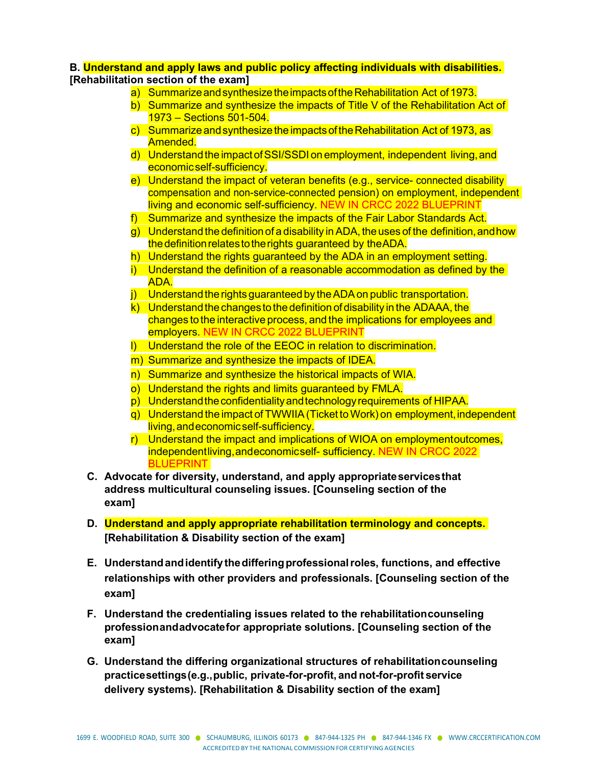**B. Understand and apply laws and public policy affecting individuals with disabilities. [Rehabilitation section of the exam]**

a) Summarize and synthesize the impacts of the Rehabilitation Act of 1973.
b) Summarize and synthesize the impacts of Title V of the Rehabilitation Act of 1973 – Sections 501-504.
c) Summarize and synthesize the impacts of the Rehabilitation Act of 1973, as Amended.
d) Understand the impact of SSI/SSDI on employment, independent living, and economic self-sufficiency.
e) Understand the impact of veteran benefits (e.g., service- connected disability compensation and non-service-connected pension) on employment, independent living and economic self-sufficiency. NEW IN CRCC 2022 BLUEPRINT
f) Summarize and synthesize the impacts of the Fair Labor Standards Act.
g) Understand the definition of a disability in ADA, the uses of the definition, and how the definition relates to the rights guaranteed by the ADA.
h) Understand the rights guaranteed by the ADA in an employment setting.
i) Understand the definition of a reasonable accommodation as defined by the ADA.
j) Understand the rights guaranteed by the ADA on public transportation.
k) Understand the changes to the definition of disability in the ADAAA, the changes to the interactive process, and the implications for employees and employers. NEW IN CRCC 2022 BLUEPRINT
l) Understand the role of the EEOC in relation to discrimination.
m) Summarize and synthesize the impacts of IDEA.
n) Summarize and synthesize the historical impacts of WIA.
o) Understand the rights and limits guaranteed by FMLA.
p) Understand the confidentiality and technology requirements of HIPAA.
q) Understand the impact of TWWIIA (Ticket to Work) on employment, independent living, and economic self-sufficiency.
r) Understand the impact and implications of WIOA on employment outcomes, independent living, and economic self- sufficiency. NEW IN CRCC 2022 BLUEPRINT

**C. Advocate for diversity, understand, and apply appropriate services that address multicultural counseling issues. [Counseling section of the exam]**

**D. Understand and apply appropriate rehabilitation terminology and concepts. [Rehabilitation & Disability section of the exam]**

**E. Understand and identify the differing professional roles, functions, and effective relationships with other providers and professionals. [Counseling section of the exam]**

**F. Understand the credentialing issues related to the rehabilitation counseling profession and advocate for appropriate solutions. [Counseling section of the exam]**

**G. Understand the differing organizational structures of rehabilitation counseling practice settings (e.g., public, private-for-profit, and not-for-profit service delivery systems). [Rehabilitation & Disability section of the exam]**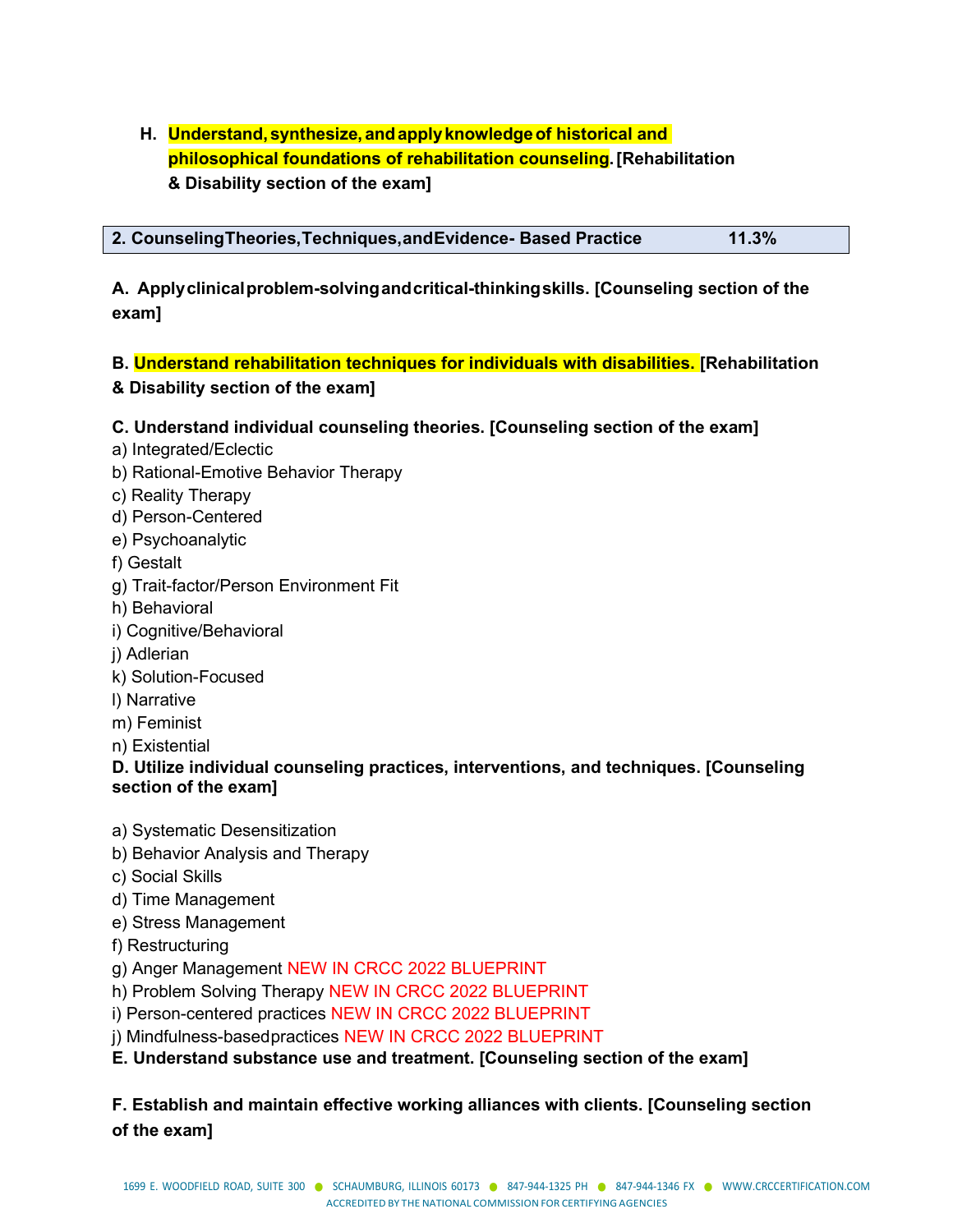**H. Understand, synthesize, and apply knowledge of historical and philosophical foundations of rehabilitation counseling. [Rehabilitation & Disability section of the exam]**

| **2. Counseling Theories, Techniques, and Evidence- Based Practice** | **11.3%** |
|---|---|

**A. Apply clinical problem-solving and critical-thinking skills. [Counseling section of the exam]**

**B. Understand rehabilitation techniques for individuals with disabilities. [Rehabilitation & Disability section of the exam]**

**C. Understand individual counseling theories. [Counseling section of the exam]**

a) Integrated/Eclectic
b) Rational-Emotive Behavior Therapy
c) Reality Therapy
d) Person-Centered
e) Psychoanalytic
f) Gestalt
g) Trait-factor/Person Environment Fit
h) Behavioral
i) Cognitive/Behavioral
j) Adlerian
k) Solution-Focused
l) Narrative
m) Feminist
n) Existential

**D. Utilize individual counseling practices, interventions, and techniques. [Counseling section of the exam]**

a) Systematic Desensitization
b) Behavior Analysis and Therapy
c) Social Skills
d) Time Management
e) Stress Management
f) Restructuring
g) Anger Management NEW IN CRCC 2022 BLUEPRINT
h) Problem Solving Therapy NEW IN CRCC 2022 BLUEPRINT
i) Person-centered practices NEW IN CRCC 2022 BLUEPRINT
j) Mindfulness-based practices NEW IN CRCC 2022 BLUEPRINT

**E. Understand substance use and treatment. [Counseling section of the exam]**

**F. Establish and maintain effective working alliances with clients. [Counseling section of the exam]**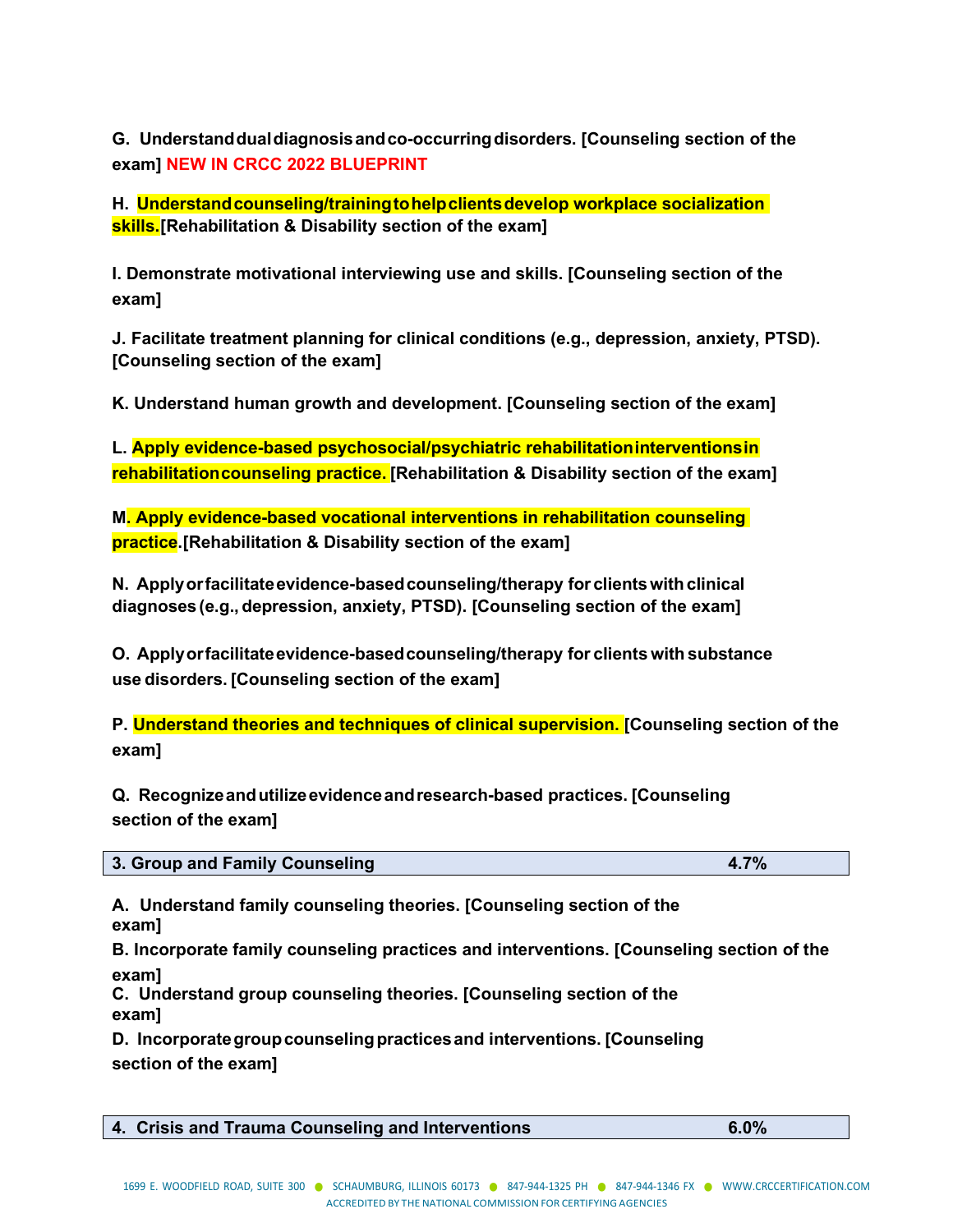**G. Understand dual diagnosis and co-occurring disorders. [Counseling section of the exam] NEW IN CRCC 2022 BLUEPRINT**

**H. Understand counseling/training to help clients develop workplace socialization skills. [Rehabilitation & Disability section of the exam]**

**I. Demonstrate motivational interviewing use and skills. [Counseling section of the exam]**

**J. Facilitate treatment planning for clinical conditions (e.g., depression, anxiety, PTSD). [Counseling section of the exam]**

**K. Understand human growth and development. [Counseling section of the exam]**

**L. Apply evidence-based psychosocial/psychiatric rehabilitation interventions in rehabilitation counseling practice. [Rehabilitation & Disability section of the exam]**

**M. Apply evidence-based vocational interventions in rehabilitation counseling practice. [Rehabilitation & Disability section of the exam]**

**N. Apply or facilitate evidence-based counseling/therapy for clients with clinical diagnoses (e.g., depression, anxiety, PTSD). [Counseling section of the exam]**

**O. Apply or facilitate evidence-based counseling/therapy for clients with substance use disorders. [Counseling section of the exam]**

**P. Understand theories and techniques of clinical supervision. [Counseling section of the exam]**

**Q. Recognize and utilize evidence and research-based practices. [Counseling section of the exam]**

| 3. Group and Family Counseling | 4.7% |
|---|---|

**A. Understand family counseling theories. [Counseling section of the exam]**

**B. Incorporate family counseling practices and interventions. [Counseling section of the exam]**

**C. Understand group counseling theories. [Counseling section of the exam]**

**D. Incorporate group counseling practices and interventions. [Counseling section of the exam]**

| 4. Crisis and Trauma Counseling and Interventions | 6.0% |
|---|---|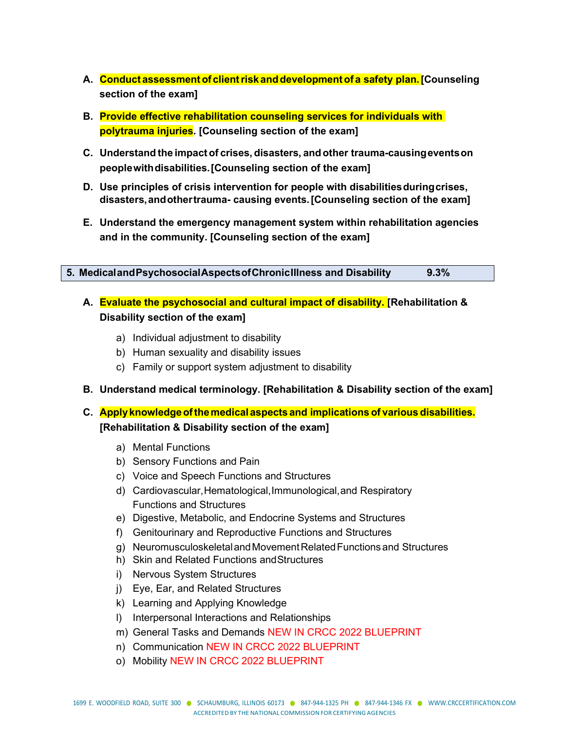A. **Conduct assessment of client risk and development of a safety plan. [Counseling section of the exam]**

B. **Provide effective rehabilitation counseling services for individuals with polytrauma injuries. [Counseling section of the exam]**

C. **Understand the impact of crises, disasters, and other trauma-causing events on people with disabilities. [Counseling section of the exam]**

D. **Use principles of crisis intervention for people with disabilities during crises, disasters, and other trauma- causing events. [Counseling section of the exam]**

E. **Understand the emergency management system within rehabilitation agencies and in the community. [Counseling section of the exam]**

## 5. Medical and Psychosocial Aspects of Chronic Illness and Disability 9.3%

A. **Evaluate the psychosocial and cultural impact of disability. [Rehabilitation & Disability section of the exam]**

   a) Individual adjustment to disability
   b) Human sexuality and disability issues
   c) Family or support system adjustment to disability

B. **Understand medical terminology. [Rehabilitation & Disability section of the exam]**

C. **Apply knowledge of the medical aspects and implications of various disabilities. [Rehabilitation & Disability section of the exam]**

   a) Mental Functions
   b) Sensory Functions and Pain
   c) Voice and Speech Functions and Structures
   d) Cardiovascular, Hematological, Immunological, and Respiratory Functions and Structures
   e) Digestive, Metabolic, and Endocrine Systems and Structures
   f) Genitourinary and Reproductive Functions and Structures
   g) Neuromusculoskeletal and Movement Related Functions and Structures
   h) Skin and Related Functions and Structures
   i) Nervous System Structures
   j) Eye, Ear, and Related Structures
   k) Learning and Applying Knowledge
   l) Interpersonal Interactions and Relationships
   m) General Tasks and Demands NEW IN CRCC 2022 BLUEPRINT
   n) Communication NEW IN CRCC 2022 BLUEPRINT
   o) Mobility NEW IN CRCC 2022 BLUEPRINT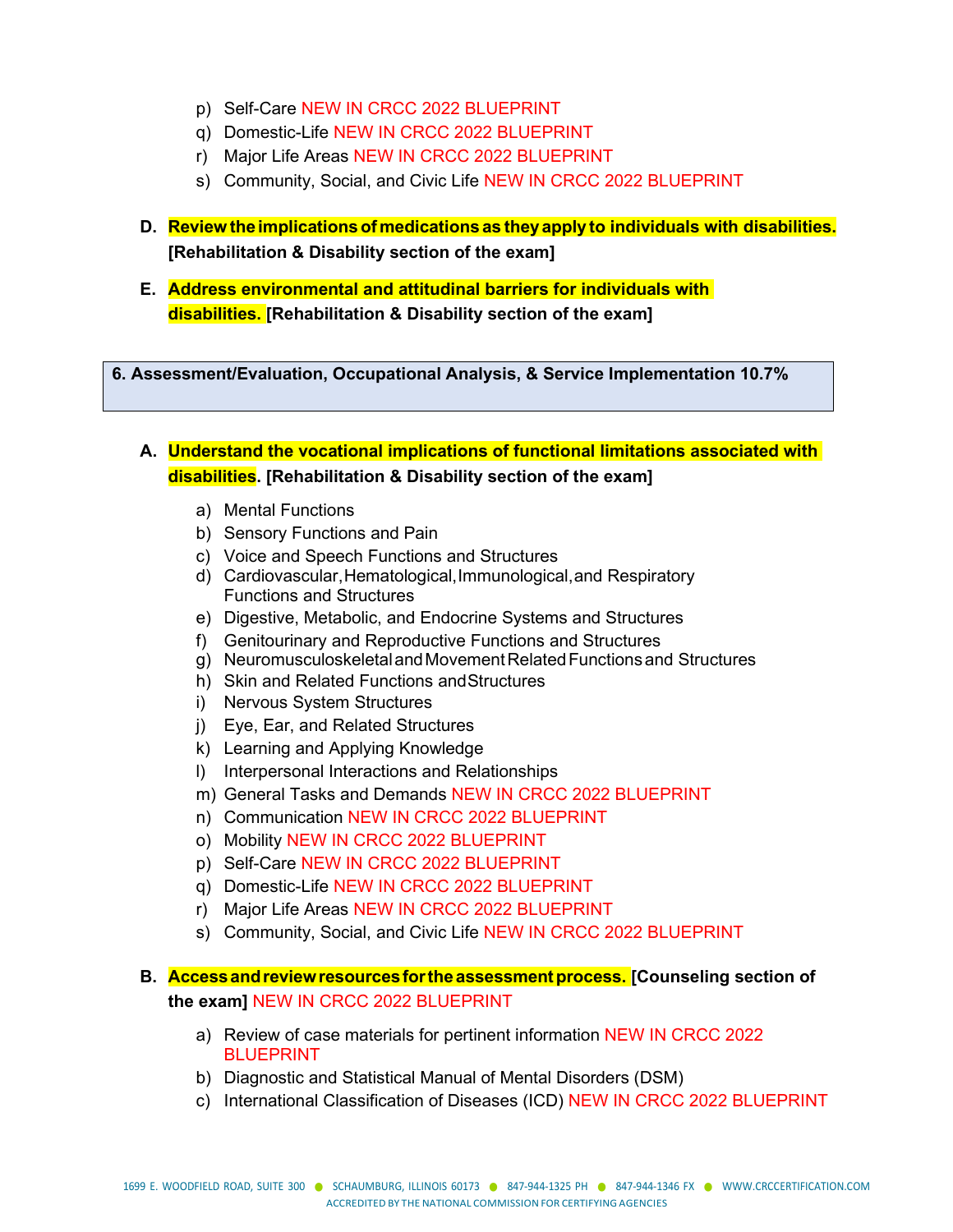p) Self-Care NEW IN CRCC 2022 BLUEPRINT
q) Domestic-Life NEW IN CRCC 2022 BLUEPRINT
r) Major Life Areas NEW IN CRCC 2022 BLUEPRINT
s) Community, Social, and Civic Life NEW IN CRCC 2022 BLUEPRINT

**D. Review the implications of medications as they apply to individuals with disabilities. [Rehabilitation & Disability section of the exam]**

**E. Address environmental and attitudinal barriers for individuals with disabilities. [Rehabilitation & Disability section of the exam]**

## 6. Assessment/Evaluation, Occupational Analysis, & Service Implementation 10.7%

**A. Understand the vocational implications of functional limitations associated with disabilities. [Rehabilitation & Disability section of the exam]**

a) Mental Functions
b) Sensory Functions and Pain
c) Voice and Speech Functions and Structures
d) Cardiovascular, Hematological, Immunological, and Respiratory Functions and Structures
e) Digestive, Metabolic, and Endocrine Systems and Structures
f) Genitourinary and Reproductive Functions and Structures
g) Neuromusculoskeletal and Movement Related Functions and Structures
h) Skin and Related Functions and Structures
i) Nervous System Structures
j) Eye, Ear, and Related Structures
k) Learning and Applying Knowledge
l) Interpersonal Interactions and Relationships
m) General Tasks and Demands NEW IN CRCC 2022 BLUEPRINT
n) Communication NEW IN CRCC 2022 BLUEPRINT
o) Mobility NEW IN CRCC 2022 BLUEPRINT
p) Self-Care NEW IN CRCC 2022 BLUEPRINT
q) Domestic-Life NEW IN CRCC 2022 BLUEPRINT
r) Major Life Areas NEW IN CRCC 2022 BLUEPRINT
s) Community, Social, and Civic Life NEW IN CRCC 2022 BLUEPRINT

**B. Access and review resources for the assessment process. [Counseling section of the exam]** NEW IN CRCC 2022 BLUEPRINT

a) Review of case materials for pertinent information NEW IN CRCC 2022 BLUEPRINT
b) Diagnostic and Statistical Manual of Mental Disorders (DSM)
c) International Classification of Diseases (ICD) NEW IN CRCC 2022 BLUEPRINT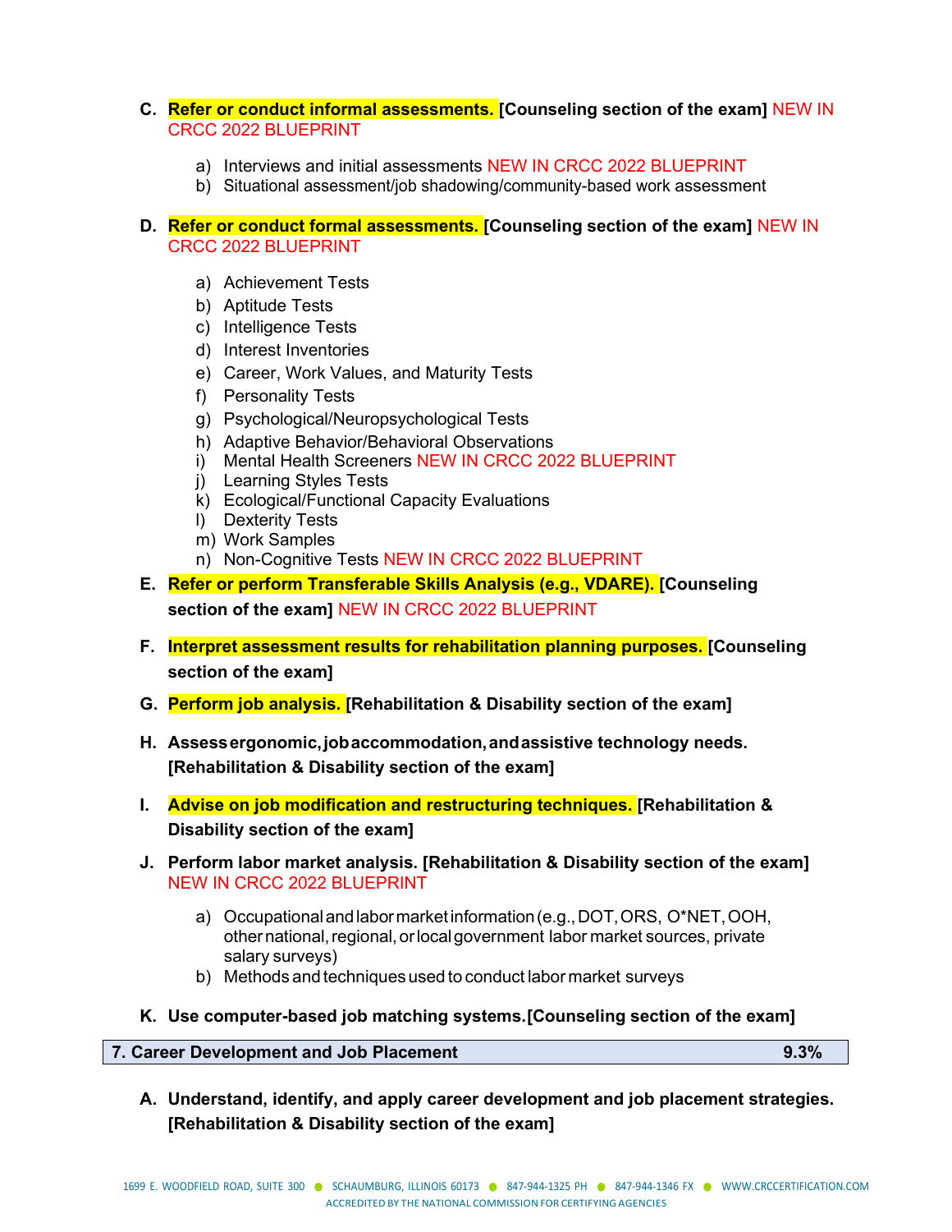C. **Refer or conduct informal assessments. [Counseling section of the exam]** NEW IN CRCC 2022 BLUEPRINT

   a) Interviews and initial assessments NEW IN CRCC 2022 BLUEPRINT
   b) Situational assessment/job shadowing/community-based work assessment

D. **Refer or conduct formal assessments. [Counseling section of the exam]** NEW IN CRCC 2022 BLUEPRINT

   a) Achievement Tests
   b) Aptitude Tests
   c) Intelligence Tests
   d) Interest Inventories
   e) Career, Work Values, and Maturity Tests
   f) Personality Tests
   g) Psychological/Neuropsychological Tests
   h) Adaptive Behavior/Behavioral Observations
   i) Mental Health Screeners NEW IN CRCC 2022 BLUEPRINT
   j) Learning Styles Tests
   k) Ecological/Functional Capacity Evaluations
   l) Dexterity Tests
   m) Work Samples
   n) Non-Cognitive Tests NEW IN CRCC 2022 BLUEPRINT

E. **Refer or perform Transferable Skills Analysis (e.g., VDARE). [Counseling section of the exam]** NEW IN CRCC 2022 BLUEPRINT

F. **Interpret assessment results for rehabilitation planning purposes. [Counseling section of the exam]**

G. **Perform job analysis. [Rehabilitation & Disability section of the exam]**

H. **Assess ergonomic, job accommodation, and assistive technology needs. [Rehabilitation & Disability section of the exam]**

I. **Advise on job modification and restructuring techniques. [Rehabilitation & Disability section of the exam]**

J. **Perform labor market analysis. [Rehabilitation & Disability section of the exam]** NEW IN CRCC 2022 BLUEPRINT

   a) Occupational and labor market information (e.g., DOT, ORS, O*NET, OOH, other national, regional, or local government labor market sources, private salary surveys)
   b) Methods and techniques used to conduct labor market surveys

K. **Use computer-based job matching systems. [Counseling section of the exam]**

| 7. Career Development and Job Placement | 9.3% |
|---|---|

A. **Understand, identify, and apply career development and job placement strategies. [Rehabilitation & Disability section of the exam]**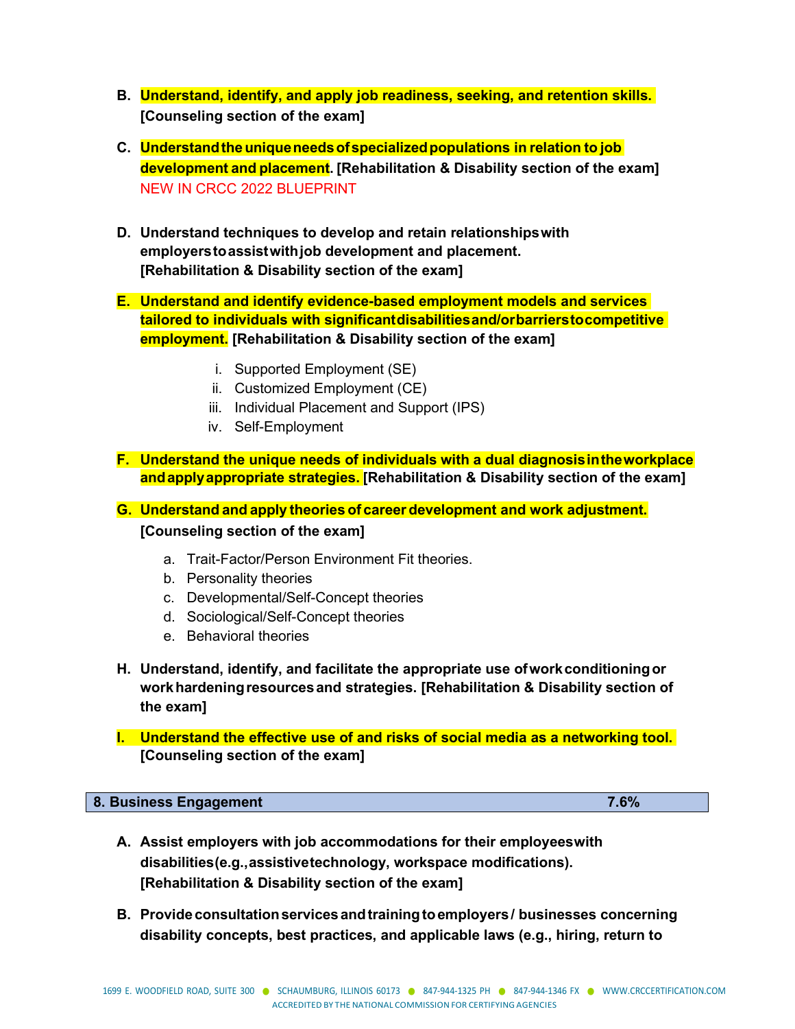**B. Understand, identify, and apply job readiness, seeking, and retention skills. [Counseling section of the exam]**

**C. Understand the unique needs of specialized populations in relation to job development and placement. [Rehabilitation & Disability section of the exam]**
NEW IN CRCC 2022 BLUEPRINT

**D. Understand techniques to develop and retain relationships with employers to assist with job development and placement. [Rehabilitation & Disability section of the exam]**

**E. Understand and identify evidence-based employment models and services tailored to individuals with significant disabilities and/or barriers to competitive employment. [Rehabilitation & Disability section of the exam]**

i. Supported Employment (SE)
ii. Customized Employment (CE)
iii. Individual Placement and Support (IPS)
iv. Self-Employment

**F. Understand the unique needs of individuals with a dual diagnosis in the workplace and apply appropriate strategies. [Rehabilitation & Disability section of the exam]**

**G. Understand and apply theories of career development and work adjustment. [Counseling section of the exam]**

a. Trait-Factor/Person Environment Fit theories.
b. Personality theories
c. Developmental/Self-Concept theories
d. Sociological/Self-Concept theories
e. Behavioral theories

**H. Understand, identify, and facilitate the appropriate use of work conditioning or work hardening resources and strategies. [Rehabilitation & Disability section of the exam]**

**I. Understand the effective use of and risks of social media as a networking tool. [Counseling section of the exam]**

| 8. Business Engagement | 7.6% |
|---|---|

**A. Assist employers with job accommodations for their employees with disabilities (e.g., assistive technology, workspace modifications). [Rehabilitation & Disability section of the exam]**

**B. Provide consultation services and training to employers / businesses concerning disability concepts, best practices, and applicable laws (e.g., hiring, return to**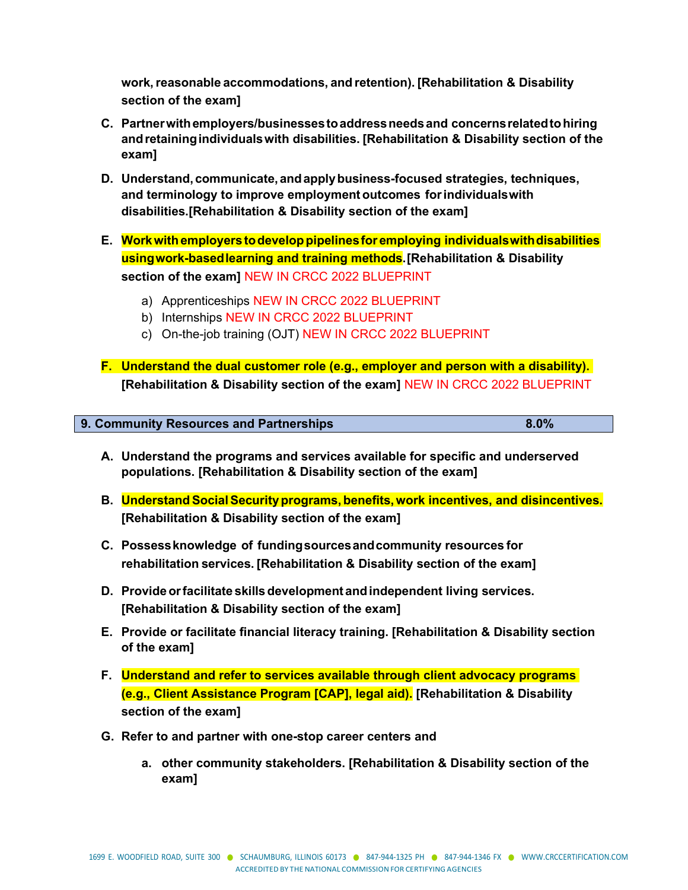**work, reasonable accommodations, and retention). [Rehabilitation & Disability section of the exam]**

C. **Partner with employers/businesses to address needs and concerns related to hiring and retaining individuals with disabilities. [Rehabilitation & Disability section of the exam]**

D. **Understand, communicate, and apply business-focused strategies, techniques, and terminology to improve employment outcomes for individuals with disabilities.[Rehabilitation & Disability section of the exam]**

E. **Work with employers to develop pipelines for employing individuals with disabilities using work-based learning and training methods. [Rehabilitation & Disability section of the exam]** NEW IN CRCC 2022 BLUEPRINT

   a) Apprenticeships NEW IN CRCC 2022 BLUEPRINT
   b) Internships NEW IN CRCC 2022 BLUEPRINT
   c) On-the-job training (OJT) NEW IN CRCC 2022 BLUEPRINT

F. **Understand the dual customer role (e.g., employer and person with a disability). [Rehabilitation & Disability section of the exam]** NEW IN CRCC 2022 BLUEPRINT

| 9. Community Resources and Partnerships | 8.0% |
|---|---|

A. **Understand the programs and services available for specific and underserved populations. [Rehabilitation & Disability section of the exam]**

B. **Understand Social Security programs, benefits, work incentives, and disincentives. [Rehabilitation & Disability section of the exam]**

C. **Possess knowledge of funding sources and community resources for rehabilitation services. [Rehabilitation & Disability section of the exam]**

D. **Provide or facilitate skills development and independent living services. [Rehabilitation & Disability section of the exam]**

E. **Provide or facilitate financial literacy training. [Rehabilitation & Disability section of the exam]**

F. **Understand and refer to services available through client advocacy programs (e.g., Client Assistance Program [CAP], legal aid). [Rehabilitation & Disability section of the exam]**

G. **Refer to and partner with one-stop career centers and**

   a. **other community stakeholders. [Rehabilitation & Disability section of the exam]**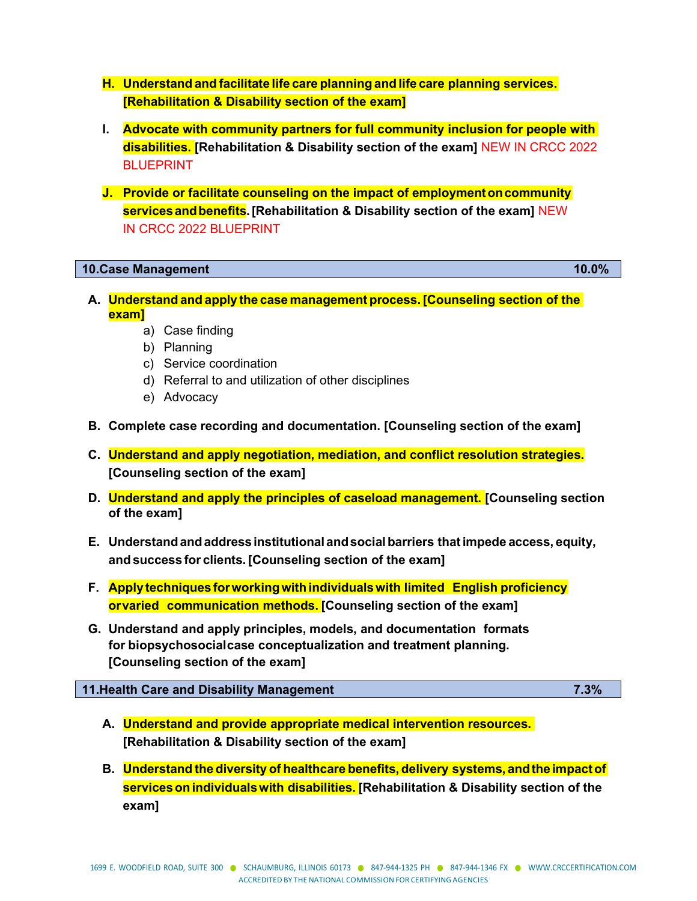**H. Understand and facilitate life care planning and life care planning services. [Rehabilitation & Disability section of the exam]**

**I. Advocate with community partners for full community inclusion for people with disabilities. [Rehabilitation & Disability section of the exam]** NEW IN CRCC 2022 BLUEPRINT

**J. Provide or facilitate counseling on the impact of employment on community services and benefits. [Rehabilitation & Disability section of the exam]** NEW IN CRCC 2022 BLUEPRINT

| 10. Case Management | 10.0% |
|---|---|

**A. Understand and apply the case management process. [Counseling section of the exam]**

a) Case finding
b) Planning
c) Service coordination
d) Referral to and utilization of other disciplines
e) Advocacy

**B. Complete case recording and documentation. [Counseling section of the exam]**

**C. Understand and apply negotiation, mediation, and conflict resolution strategies. [Counseling section of the exam]**

**D. Understand and apply the principles of caseload management. [Counseling section of the exam]**

**E. Understand and address institutional and social barriers that impede access, equity, and success for clients. [Counseling section of the exam]**

**F. Apply techniques for working with individuals with limited English proficiency or varied communication methods. [Counseling section of the exam]**

**G. Understand and apply principles, models, and documentation formats for biopsychosocial case conceptualization and treatment planning. [Counseling section of the exam]**

| 11. Health Care and Disability Management | 7.3% |
|---|---|

**A. Understand and provide appropriate medical intervention resources. [Rehabilitation & Disability section of the exam]**

**B. Understand the diversity of healthcare benefits, delivery systems, and the impact of services on individuals with disabilities. [Rehabilitation & Disability section of the exam]**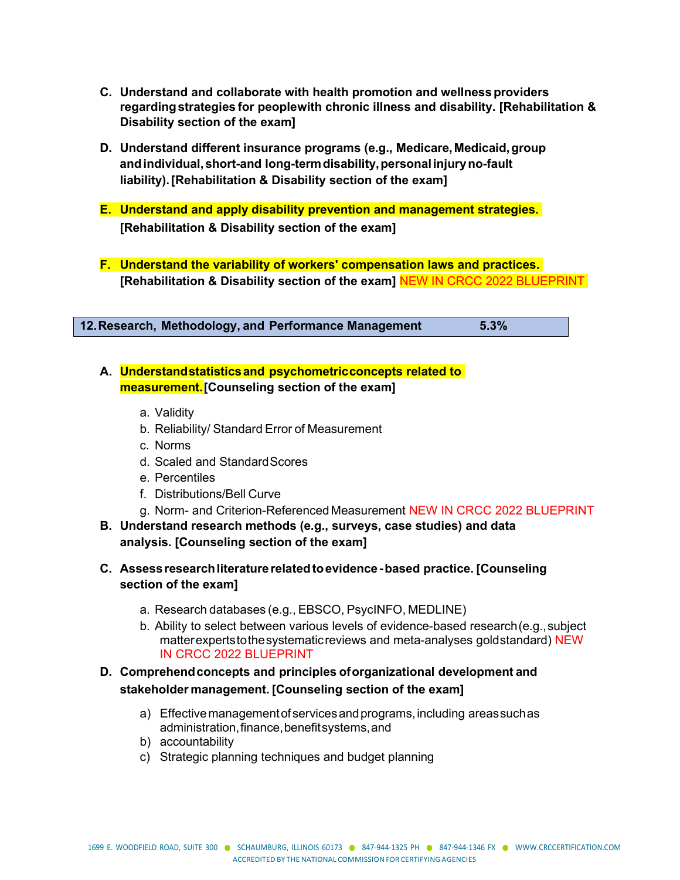**C. Understand and collaborate with health promotion and wellness providers regarding strategies for people with chronic illness and disability. [Rehabilitation & Disability section of the exam]**

**D. Understand different insurance programs (e.g., Medicare, Medicaid, group and individual, short-and long-term disability, personal injury no-fault liability). [Rehabilitation & Disability section of the exam]**

**E. Understand and apply disability prevention and management strategies. [Rehabilitation & Disability section of the exam]**

**F. Understand the variability of workers' compensation laws and practices. [Rehabilitation & Disability section of the exam]** NEW IN CRCC 2022 BLUEPRINT

| 12. Research, Methodology, and Performance Management | 5.3% |
|---|---|

**A. Understand statistics and psychometric concepts related to measurement. [Counseling section of the exam]**

a. Validity
b. Reliability/ Standard Error of Measurement
c. Norms
d. Scaled and Standard Scores
e. Percentiles
f. Distributions/Bell Curve
g. Norm- and Criterion-Referenced Measurement NEW IN CRCC 2022 BLUEPRINT

**B. Understand research methods (e.g., surveys, case studies) and data analysis. [Counseling section of the exam]**

**C. Assess research literature related to evidence-based practice. [Counseling section of the exam]**

a. Research databases (e.g., EBSCO, PsycINFO, MEDLINE)
b. Ability to select between various levels of evidence-based research (e.g., subject matter experts to the systematic reviews and meta-analyses gold standard) NEW IN CRCC 2022 BLUEPRINT

**D. Comprehend concepts and principles of organizational development and stakeholder management. [Counseling section of the exam]**

a) Effective management of services and programs, including areas such as administration, finance, benefit systems, and
b) accountability
c) Strategic planning techniques and budget planning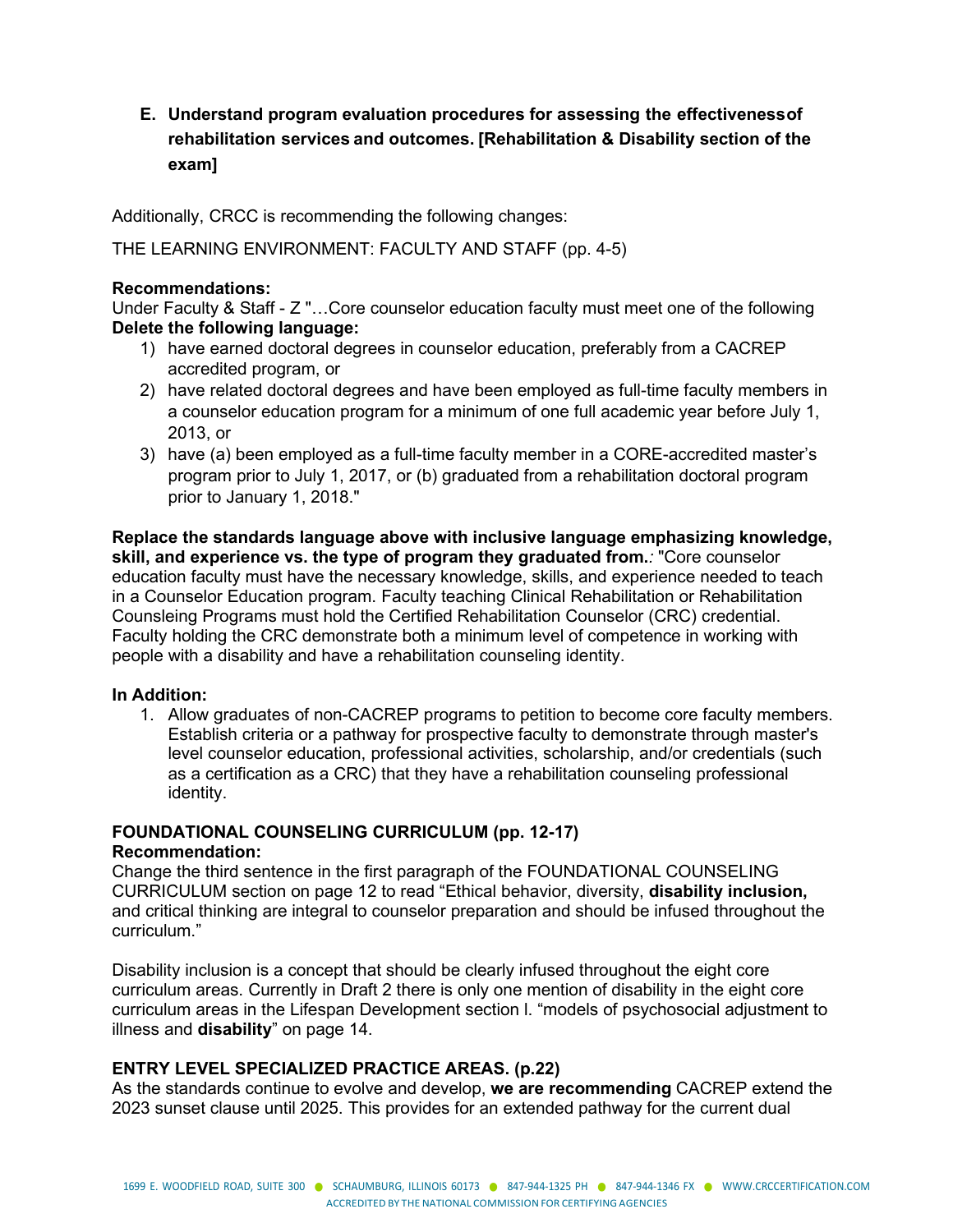E. **Understand program evaluation procedures for assessing the effectivenessof rehabilitation services and outcomes. [Rehabilitation & Disability section of the exam]**

Additionally, CRCC is recommending the following changes:

THE LEARNING ENVIRONMENT: FACULTY AND STAFF (pp. 4-5)

**Recommendations:**
Under Faculty & Staff - Z "…Core counselor education faculty must meet one of the following
**Delete the following language:**

1) have earned doctoral degrees in counselor education, preferably from a CACREP accredited program, or
2) have related doctoral degrees and have been employed as full-time faculty members in a counselor education program for a minimum of one full academic year before July 1, 2013, or
3) have (a) been employed as a full-time faculty member in a CORE-accredited master's program prior to July 1, 2017, or (b) graduated from a rehabilitation doctoral program prior to January 1, 2018."

**Replace the standards language above with inclusive language emphasizing knowledge, skill, and experience vs. the type of program they graduated from.***:* "Core counselor education faculty must have the necessary knowledge, skills, and experience needed to teach in a Counselor Education program. Faculty teaching Clinical Rehabilitation or Rehabilitation Counsleing Programs must hold the Certified Rehabilitation Counselor (CRC) credential. Faculty holding the CRC demonstrate both a minimum level of competence in working with people with a disability and have a rehabilitation counseling identity.

**In Addition:**

1. Allow graduates of non-CACREP programs to petition to become core faculty members. Establish criteria or a pathway for prospective faculty to demonstrate through master's level counselor education, professional activities, scholarship, and/or credentials (such as a certification as a CRC) that they have a rehabilitation counseling professional identity.

**FOUNDATIONAL COUNSELING CURRICULUM (pp. 12-17)**
**Recommendation:**
Change the third sentence in the first paragraph of the FOUNDATIONAL COUNSELING CURRICULUM section on page 12 to read "Ethical behavior, diversity, **disability inclusion,** and critical thinking are integral to counselor preparation and should be infused throughout the curriculum."

Disability inclusion is a concept that should be clearly infused throughout the eight core curriculum areas. Currently in Draft 2 there is only one mention of disability in the eight core curriculum areas in the Lifespan Development section l. "models of psychosocial adjustment to illness and **disability**" on page 14.

**ENTRY LEVEL SPECIALIZED PRACTICE AREAS. (p.22)**
As the standards continue to evolve and develop, **we are recommending** CACREP extend the 2023 sunset clause until 2025. This provides for an extended pathway for the current dual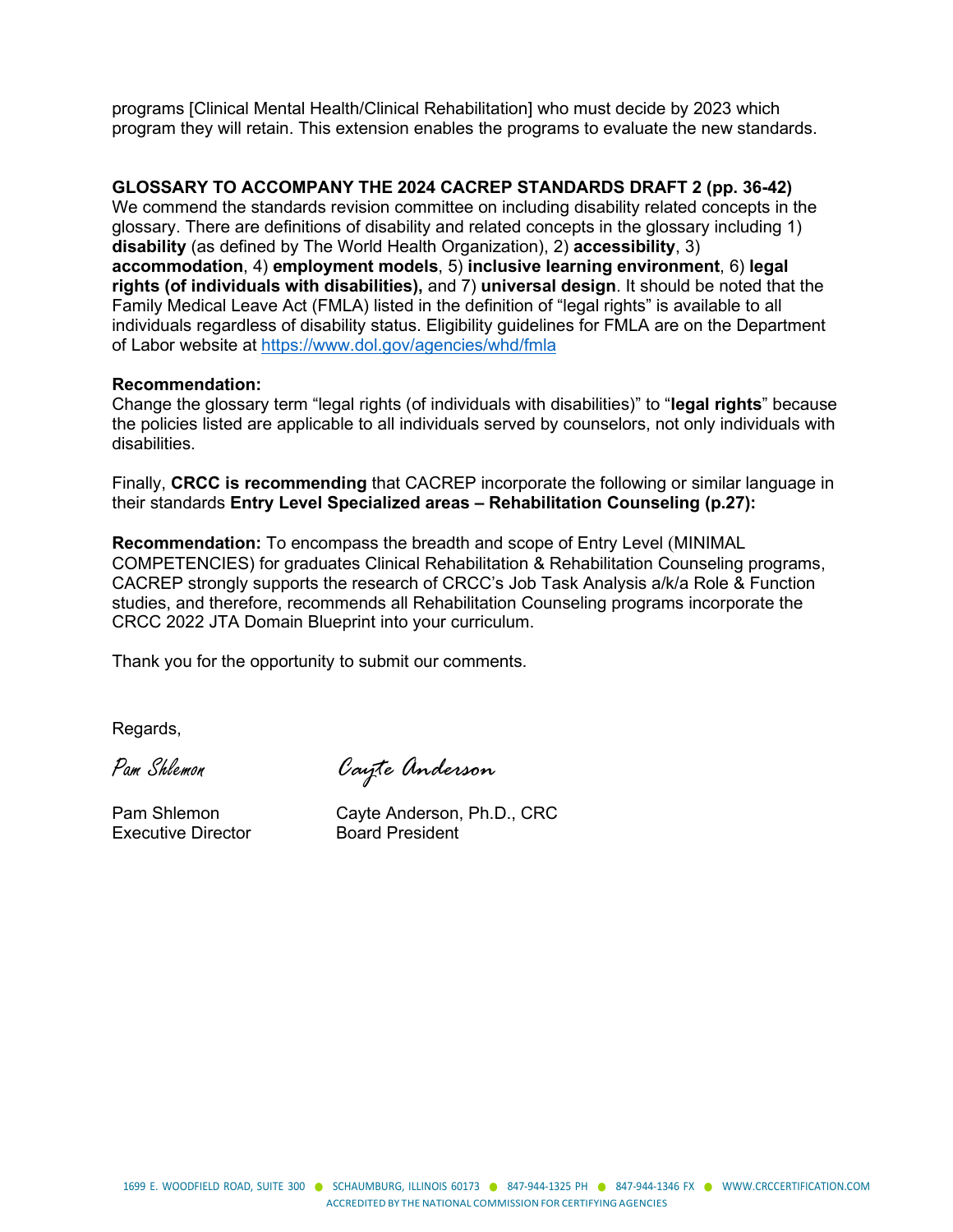programs [Clinical Mental Health/Clinical Rehabilitation] who must decide by 2023 which program they will retain. This extension enables the programs to evaluate the new standards.

**GLOSSARY TO ACCOMPANY THE 2024 CACREP STANDARDS DRAFT 2 (pp. 36-42)**

We commend the standards revision committee on including disability related concepts in the glossary. There are definitions of disability and related concepts in the glossary including 1) **disability** (as defined by The World Health Organization), 2) **accessibility**, 3) **accommodation**, 4) **employment models**, 5) **inclusive learning environment**, 6) **legal rights (of individuals with disabilities),** and 7) **universal design**. It should be noted that the Family Medical Leave Act (FMLA) listed in the definition of "legal rights" is available to all individuals regardless of disability status. Eligibility guidelines for FMLA are on the Department of Labor website at https://www.dol.gov/agencies/whd/fmla

**Recommendation:**

Change the glossary term "legal rights (of individuals with disabilities)" to "**legal rights**" because the policies listed are applicable to all individuals served by counselors, not only individuals with disabilities.

Finally, **CRCC is recommending** that CACREP incorporate the following or similar language in their standards **Entry Level Specialized areas – Rehabilitation Counseling (p.27):**

**Recommendation:** To encompass the breadth and scope of Entry Level (MINIMAL COMPETENCIES) for graduates Clinical Rehabilitation & Rehabilitation Counseling programs, CACREP strongly supports the research of CRCC's Job Task Analysis a/k/a Role & Function studies, and therefore, recommends all Rehabilitation Counseling programs incorporate the CRCC 2022 JTA Domain Blueprint into your curriculum.

Thank you for the opportunity to submit our comments.

Regards,

*Pam Shlemon* *Cayte Anderson*

Pam Shlemon
Executive Director

Cayte Anderson, Ph.D., CRC
Board President